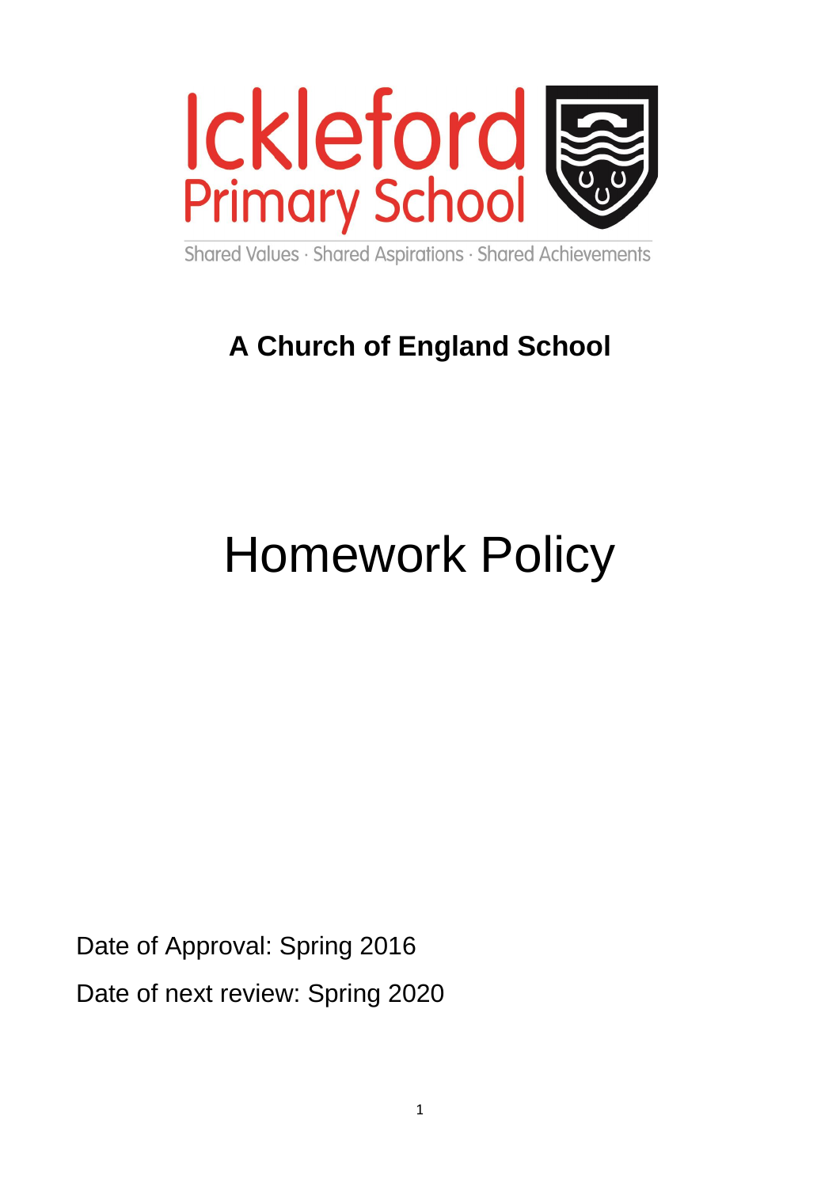Ickleford
Primary School

Shared Values · Shared Aspirations · Shared Achievements

**A Church of England School**

# Homework Policy

Date of Approval: Spring 2016

Date of next review: Spring 2020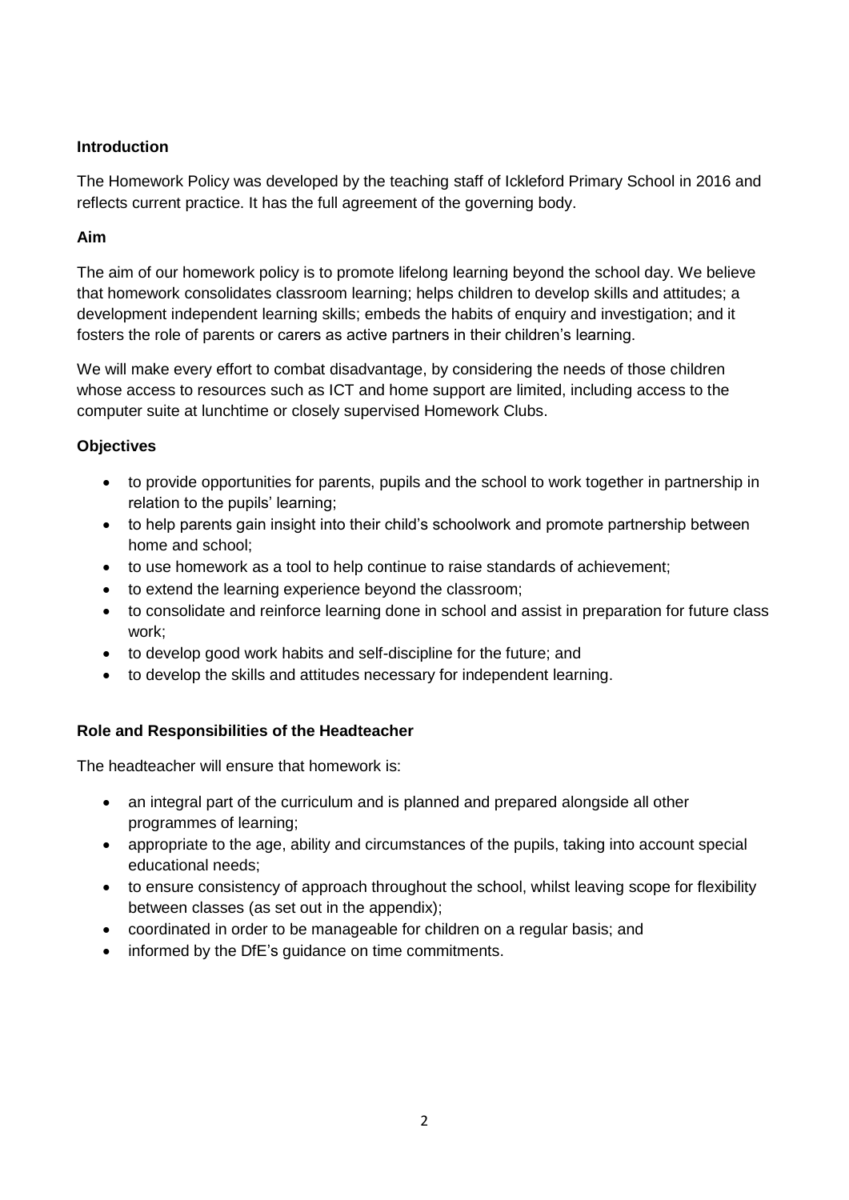**Introduction**

The Homework Policy was developed by the teaching staff of Ickleford Primary School in 2016 and reflects current practice. It has the full agreement of the governing body.

**Aim**

The aim of our homework policy is to promote lifelong learning beyond the school day. We believe that homework consolidates classroom learning; helps children to develop skills and attitudes; a development independent learning skills; embeds the habits of enquiry and investigation; and it fosters the role of parents or carers as active partners in their children's learning.

We will make every effort to combat disadvantage, by considering the needs of those children whose access to resources such as ICT and home support are limited, including access to the computer suite at lunchtime or closely supervised Homework Clubs.

**Objectives**

- to provide opportunities for parents, pupils and the school to work together in partnership in relation to the pupils' learning;
- to help parents gain insight into their child's schoolwork and promote partnership between home and school;
- to use homework as a tool to help continue to raise standards of achievement;
- to extend the learning experience beyond the classroom;
- to consolidate and reinforce learning done in school and assist in preparation for future class work;
- to develop good work habits and self-discipline for the future; and
- to develop the skills and attitudes necessary for independent learning.

**Role and Responsibilities of the Headteacher**

The headteacher will ensure that homework is:

- an integral part of the curriculum and is planned and prepared alongside all other programmes of learning;
- appropriate to the age, ability and circumstances of the pupils, taking into account special educational needs;
- to ensure consistency of approach throughout the school, whilst leaving scope for flexibility between classes (as set out in the appendix);
- coordinated in order to be manageable for children on a regular basis; and
- informed by the DfE's guidance on time commitments.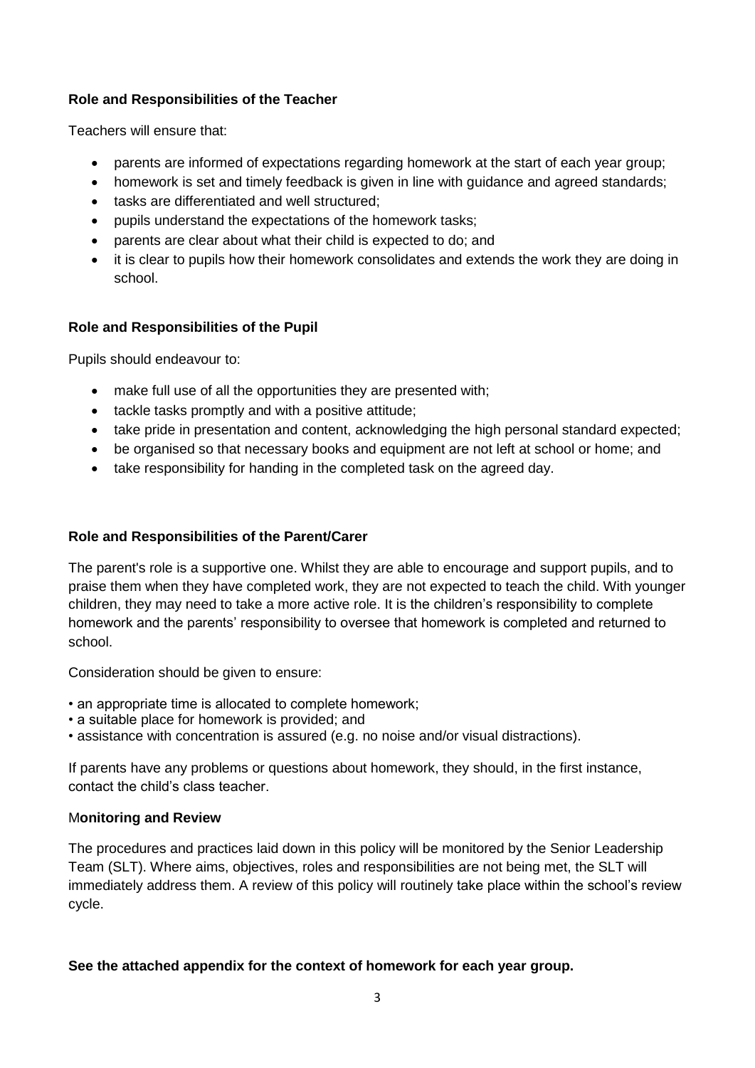**Role and Responsibilities of the Teacher**

Teachers will ensure that:

- parents are informed of expectations regarding homework at the start of each year group;
- homework is set and timely feedback is given in line with guidance and agreed standards;
- tasks are differentiated and well structured;
- pupils understand the expectations of the homework tasks;
- parents are clear about what their child is expected to do; and
- it is clear to pupils how their homework consolidates and extends the work they are doing in school.

**Role and Responsibilities of the Pupil**

Pupils should endeavour to:

- make full use of all the opportunities they are presented with;
- tackle tasks promptly and with a positive attitude;
- take pride in presentation and content, acknowledging the high personal standard expected;
- be organised so that necessary books and equipment are not left at school or home; and
- take responsibility for handing in the completed task on the agreed day.

**Role and Responsibilities of the Parent/Carer**

The parent's role is a supportive one. Whilst they are able to encourage and support pupils, and to praise them when they have completed work, they are not expected to teach the child. With younger children, they may need to take a more active role. It is the children's responsibility to complete homework and the parents' responsibility to oversee that homework is completed and returned to school.

Consideration should be given to ensure:

- an appropriate time is allocated to complete homework;
- a suitable place for homework is provided; and
- assistance with concentration is assured (e.g. no noise and/or visual distractions).

If parents have any problems or questions about homework, they should, in the first instance, contact the child's class teacher.

M**onitoring and Review**

The procedures and practices laid down in this policy will be monitored by the Senior Leadership Team (SLT). Where aims, objectives, roles and responsibilities are not being met, the SLT will immediately address them. A review of this policy will routinely take place within the school's review cycle.

**See the attached appendix for the context of homework for each year group.**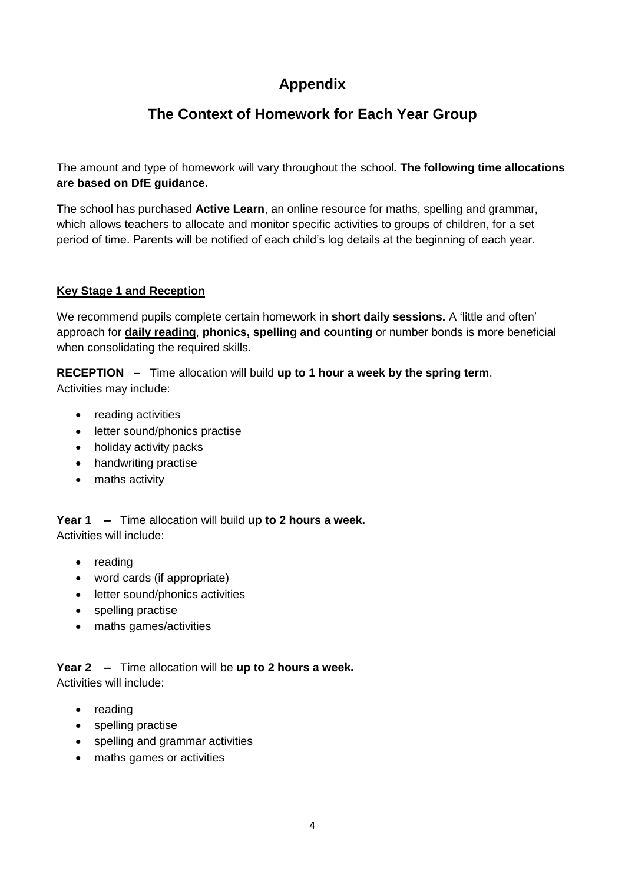# Appendix

## The Context of Homework for Each Year Group

The amount and type of homework will vary throughout the school**. The following time allocations are based on DfE guidance.**

The school has purchased **Active Learn**, an online resource for maths, spelling and grammar, which allows teachers to allocate and monitor specific activities to groups of children, for a set period of time. Parents will be notified of each child's log details at the beginning of each year.

### Key Stage 1 and Reception

We recommend pupils complete certain homework in **short daily sessions.** A 'little and often' approach for **daily reading**, **phonics, spelling and counting** or number bonds is more beneficial when consolidating the required skills.

**RECEPTION –** Time allocation will build **up to 1 hour a week by the spring term**.
Activities may include:

- reading activities
- letter sound/phonics practise
- holiday activity packs
- handwriting practise
- maths activity

**Year 1 –** Time allocation will build **up to 2 hours a week.**
Activities will include:

- reading
- word cards (if appropriate)
- letter sound/phonics activities
- spelling practise
- maths games/activities

**Year 2 –** Time allocation will be **up to 2 hours a week.**
Activities will include:

- reading
- spelling practise
- spelling and grammar activities
- maths games or activities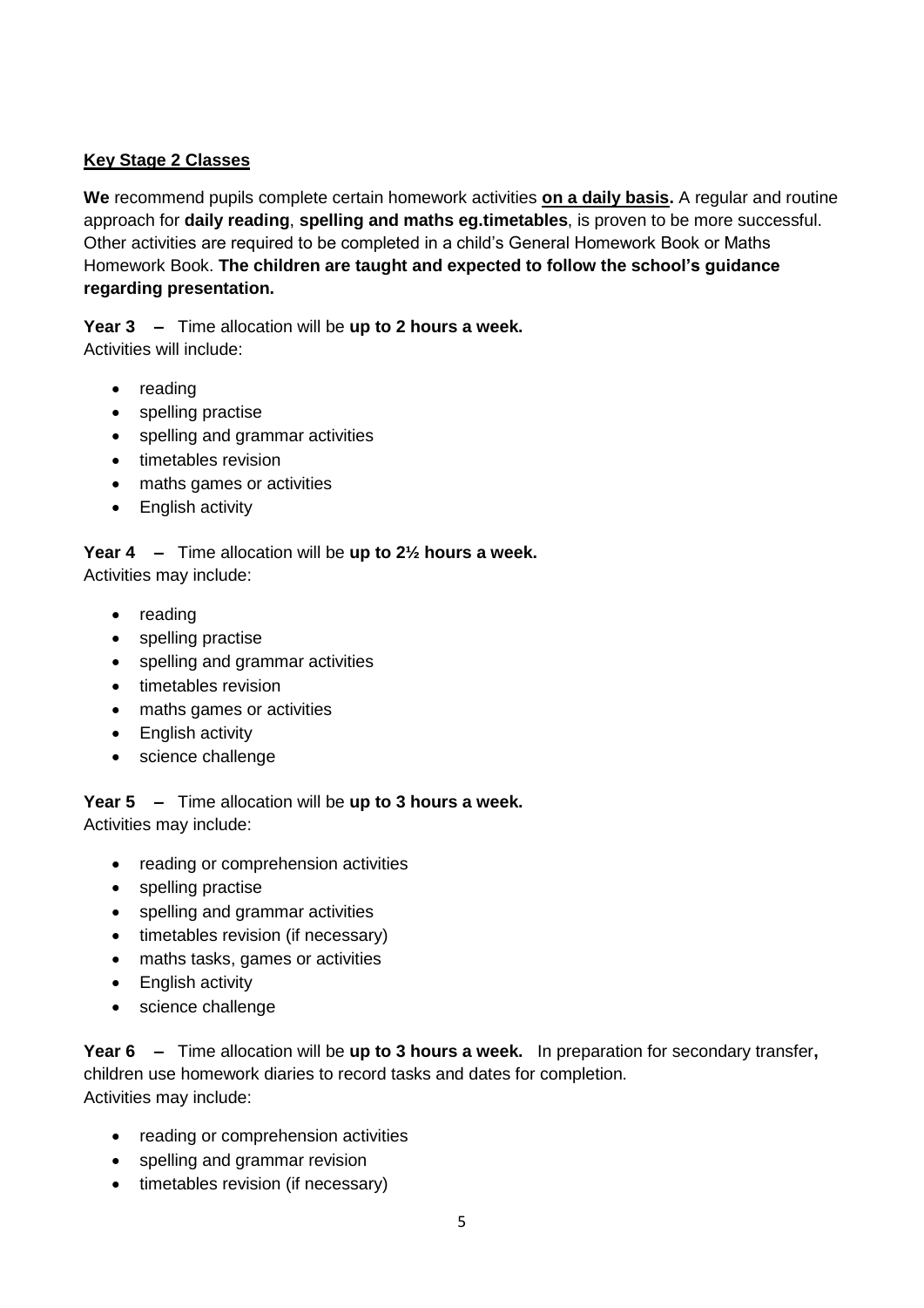## **Key Stage 2 Classes**

**We** recommend pupils complete certain homework activities **on a daily basis.** A regular and routine approach for **daily reading**, **spelling and maths eg.timetables**, is proven to be more successful. Other activities are required to be completed in a child's General Homework Book or Maths Homework Book. **The children are taught and expected to follow the school's guidance regarding presentation.**

**Year 3 –** Time allocation will be **up to 2 hours a week.**
Activities will include:

- reading
- spelling practise
- spelling and grammar activities
- timetables revision
- maths games or activities
- English activity

**Year 4 –** Time allocation will be **up to 2½ hours a week.**
Activities may include:

- reading
- spelling practise
- spelling and grammar activities
- timetables revision
- maths games or activities
- English activity
- science challenge

**Year 5 –** Time allocation will be **up to 3 hours a week.**
Activities may include:

- reading or comprehension activities
- spelling practise
- spelling and grammar activities
- timetables revision (if necessary)
- maths tasks, games or activities
- English activity
- science challenge

**Year 6 –** Time allocation will be **up to 3 hours a week.** In preparation for secondary transfer**,** children use homework diaries to record tasks and dates for completion.
Activities may include:

- reading or comprehension activities
- spelling and grammar revision
- timetables revision (if necessary)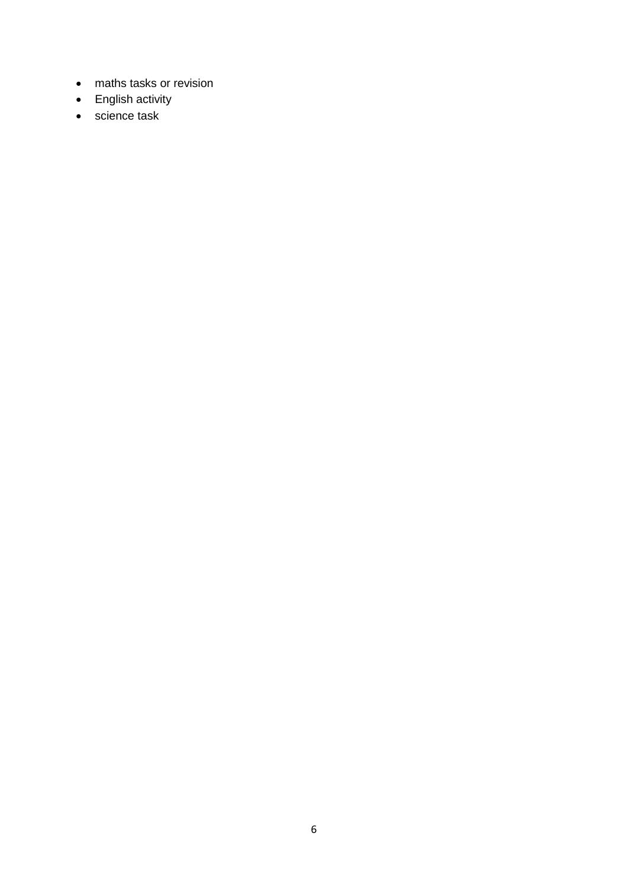- maths tasks or revision
- English activity
- science task